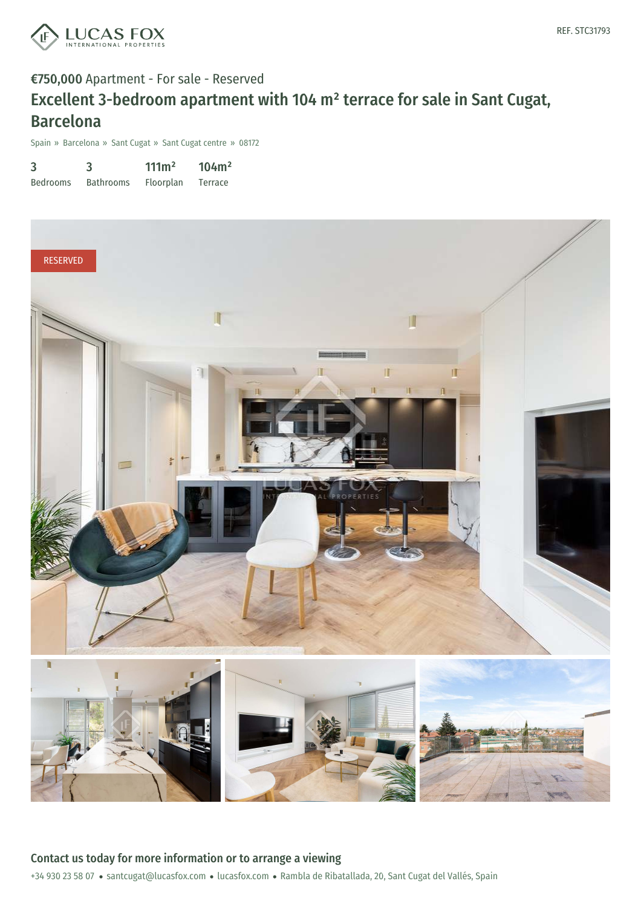REF. STC31793

€750,000 Apartment - For sale - Reserved

# Excellent 3-bedroom apartment with 104 m² terrace for sale in Sant Cugat, Barcelona

Spain » Barcelona » Sant Cugat » Sant Cugat centre » 08172

| 3 | 3 | 111m² | 104m² |
|---|---|---|---|
| Bedrooms | Bathrooms | Floorplan | Terrace |

RESERVED

## Contact us today for more information or to arrange a viewing

+34 930 23 58 07 • santcugat@lucasfox.com • lucasfox.com • Rambla de Ribatallada, 20, Sant Cugat del Vallés, Spain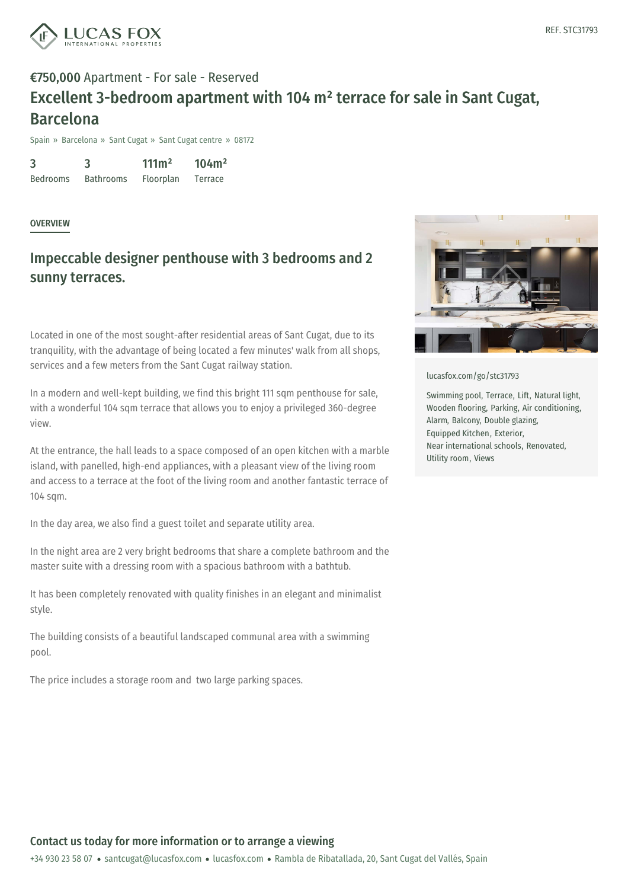REF. STC31793

**€750,000** Apartment - For sale - Reserved

# Excellent 3-bedroom apartment with 104 m² terrace for sale in Sant Cugat, Barcelona

Spain » Barcelona » Sant Cugat » Sant Cugat centre » 08172

| 3 | 3 | 111m² | 104m² |
|---|---|---|---|
| Bedrooms | Bathrooms | Floorplan | Terrace |

OVERVIEW

## Impeccable designer penthouse with 3 bedrooms and 2 sunny terraces.

Located in one of the most sought-after residential areas of Sant Cugat, due to its tranquility, with the advantage of being located a few minutes' walk from all shops, services and a few meters from the Sant Cugat railway station.

In a modern and well-kept building, we find this bright 111 sqm penthouse for sale, with a wonderful 104 sqm terrace that allows you to enjoy a privileged 360-degree view.

At the entrance, the hall leads to a space composed of an open kitchen with a marble island, with panelled, high-end appliances, with a pleasant view of the living room and access to a terrace at the foot of the living room and another fantastic terrace of 104 sqm.

In the day area, we also find a guest toilet and separate utility area.

In the night area are 2 very bright bedrooms that share a complete bathroom and the master suite with a dressing room with a spacious bathroom with a bathtub.

It has been completely renovated with quality finishes in an elegant and minimalist style.

The building consists of a beautiful landscaped communal area with a swimming pool.

The price includes a storage room and two large parking spaces.

lucasfox.com/go/stc31793

Swimming pool, Terrace, Lift, Natural light, Wooden flooring, Parking, Air conditioning, Alarm, Balcony, Double glazing, Equipped Kitchen, Exterior, Near international schools, Renovated, Utility room, Views

**Contact us today for more information or to arrange a viewing**

+34 930 23 58 07 • santcugat@lucasfox.com • lucasfox.com • Rambla de Ribatallada, 20, Sant Cugat del Vallés, Spain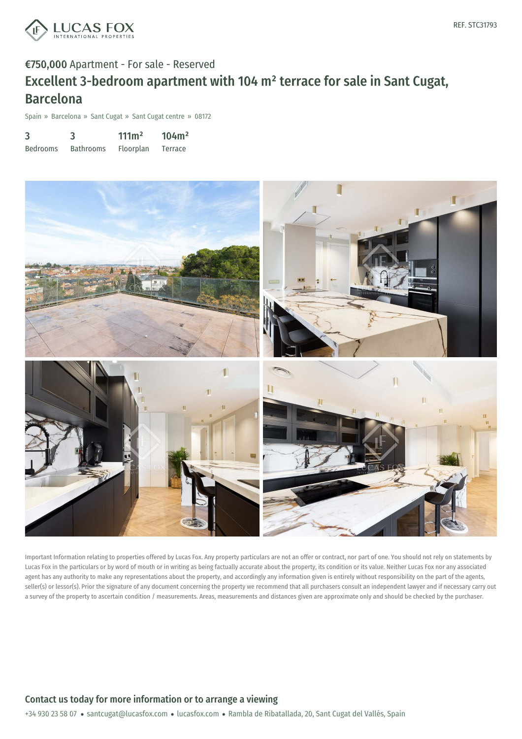REF. STC31793

**€750,000** Apartment - For sale - Reserved

# Excellent 3-bedroom apartment with 104 m² terrace for sale in Sant Cugat, Barcelona

Spain » Barcelona » Sant Cugat » Sant Cugat centre » 08172

| | | | |
|---|---|---|---|
| 3 | 3 | 111m² | 104m² |
| Bedrooms | Bathrooms | Floorplan | Terrace |

Important Information relating to properties offered by Lucas Fox. Any property particulars are not an offer or contract, nor part of one. You should not rely on statements by Lucas Fox in the particulars or by word of mouth or in writing as being factually accurate about the property, its condition or its value. Neither Lucas Fox nor any associated agent has any authority to make any representations about the property, and accordingly any information given is entirely without responsibility on the part of the agents, seller(s) or lessor(s). Prior the signature of any document concerning the property we recommend that all purchasers consult an independent lawyer and if necessary carry out a survey of the property to ascertain condition / measurements. Areas, measurements and distances given are approximate only and should be checked by the purchaser.

## Contact us today for more information or to arrange a viewing

+34 930 23 58 07 • santcugat@lucasfox.com • lucasfox.com • Rambla de Ribatallada, 20, Sant Cugat del Vallés, Spain